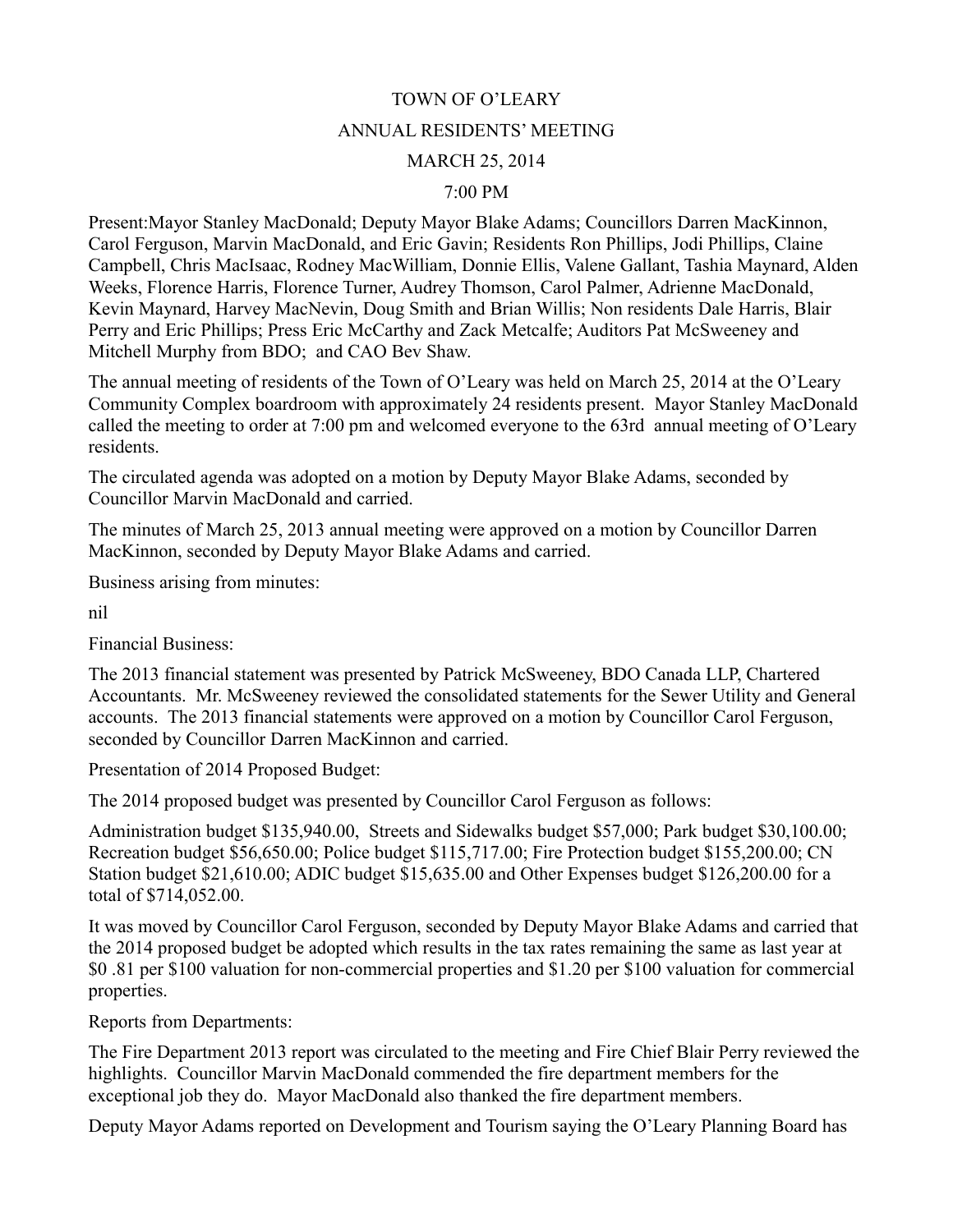# TOWN OF O'LEARY

## ANNUAL RESIDENTS' MEETING

## MARCH 25, 2014

## 7:00 PM

Present:Mayor Stanley MacDonald; Deputy Mayor Blake Adams; Councillors Darren MacKinnon, Carol Ferguson, Marvin MacDonald, and Eric Gavin; Residents Ron Phillips, Jodi Phillips, Claine Campbell, Chris MacIsaac, Rodney MacWilliam, Donnie Ellis, Valene Gallant, Tashia Maynard, Alden Weeks, Florence Harris, Florence Turner, Audrey Thomson, Carol Palmer, Adrienne MacDonald, Kevin Maynard, Harvey MacNevin, Doug Smith and Brian Willis; Non residents Dale Harris, Blair Perry and Eric Phillips; Press Eric McCarthy and Zack Metcalfe; Auditors Pat McSweeney and Mitchell Murphy from BDO; and CAO Bev Shaw.

The annual meeting of residents of the Town of O'Leary was held on March 25, 2014 at the O'Leary Community Complex boardroom with approximately 24 residents present. Mayor Stanley MacDonald called the meeting to order at 7:00 pm and welcomed everyone to the 63rd annual meeting of O'Leary residents.

The circulated agenda was adopted on a motion by Deputy Mayor Blake Adams, seconded by Councillor Marvin MacDonald and carried.

The minutes of March 25, 2013 annual meeting were approved on a motion by Councillor Darren MacKinnon, seconded by Deputy Mayor Blake Adams and carried.

Business arising from minutes:

nil

Financial Business:

The 2013 financial statement was presented by Patrick McSweeney, BDO Canada LLP, Chartered Accountants. Mr. McSweeney reviewed the consolidated statements for the Sewer Utility and General accounts. The 2013 financial statements were approved on a motion by Councillor Carol Ferguson, seconded by Councillor Darren MacKinnon and carried.

Presentation of 2014 Proposed Budget:

The 2014 proposed budget was presented by Councillor Carol Ferguson as follows:

Administration budget $135,940.00, Streets and Sidewalks budget $57,000; Park budget $30,100.00; Recreation budget $56,650.00; Police budget $115,717.00; Fire Protection budget $155,200.00; CN Station budget $21,610.00; ADIC budget $15,635.00 and Other Expenses budget $126,200.00 for a total of $714,052.00.

It was moved by Councillor Carol Ferguson, seconded by Deputy Mayor Blake Adams and carried that the 2014 proposed budget be adopted which results in the tax rates remaining the same as last year at $0 .81 per $100 valuation for non-commercial properties and $1.20 per $100 valuation for commercial properties.

Reports from Departments:

The Fire Department 2013 report was circulated to the meeting and Fire Chief Blair Perry reviewed the highlights. Councillor Marvin MacDonald commended the fire department members for the exceptional job they do. Mayor MacDonald also thanked the fire department members.

Deputy Mayor Adams reported on Development and Tourism saying the O'Leary Planning Board has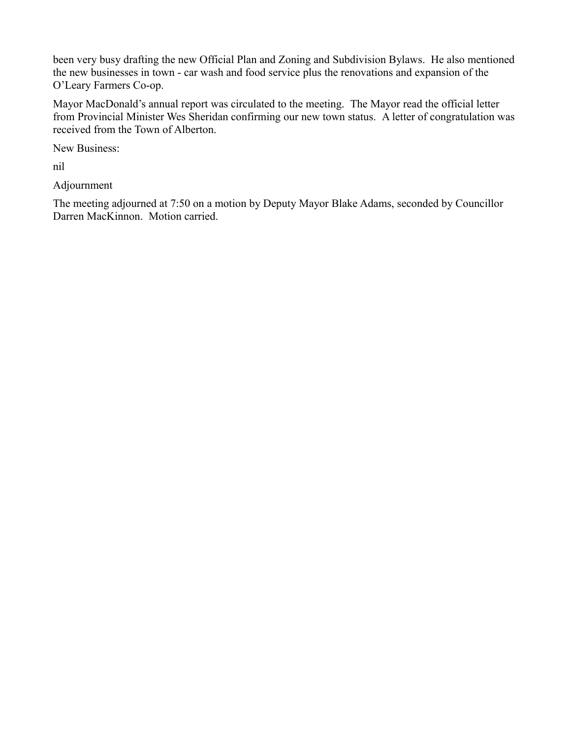been very busy drafting the new Official Plan and Zoning and Subdivision Bylaws.  He also mentioned the new businesses in town - car wash and food service plus the renovations and expansion of the O'Leary Farmers Co-op.

Mayor MacDonald's annual report was circulated to the meeting.  The Mayor read the official letter from Provincial Minister Wes Sheridan confirming our new town status.  A letter of congratulation was received from the Town of Alberton.

New Business:

nil

Adjournment

The meeting adjourned at 7:50 on a motion by Deputy Mayor Blake Adams, seconded by Councillor Darren MacKinnon.  Motion carried.